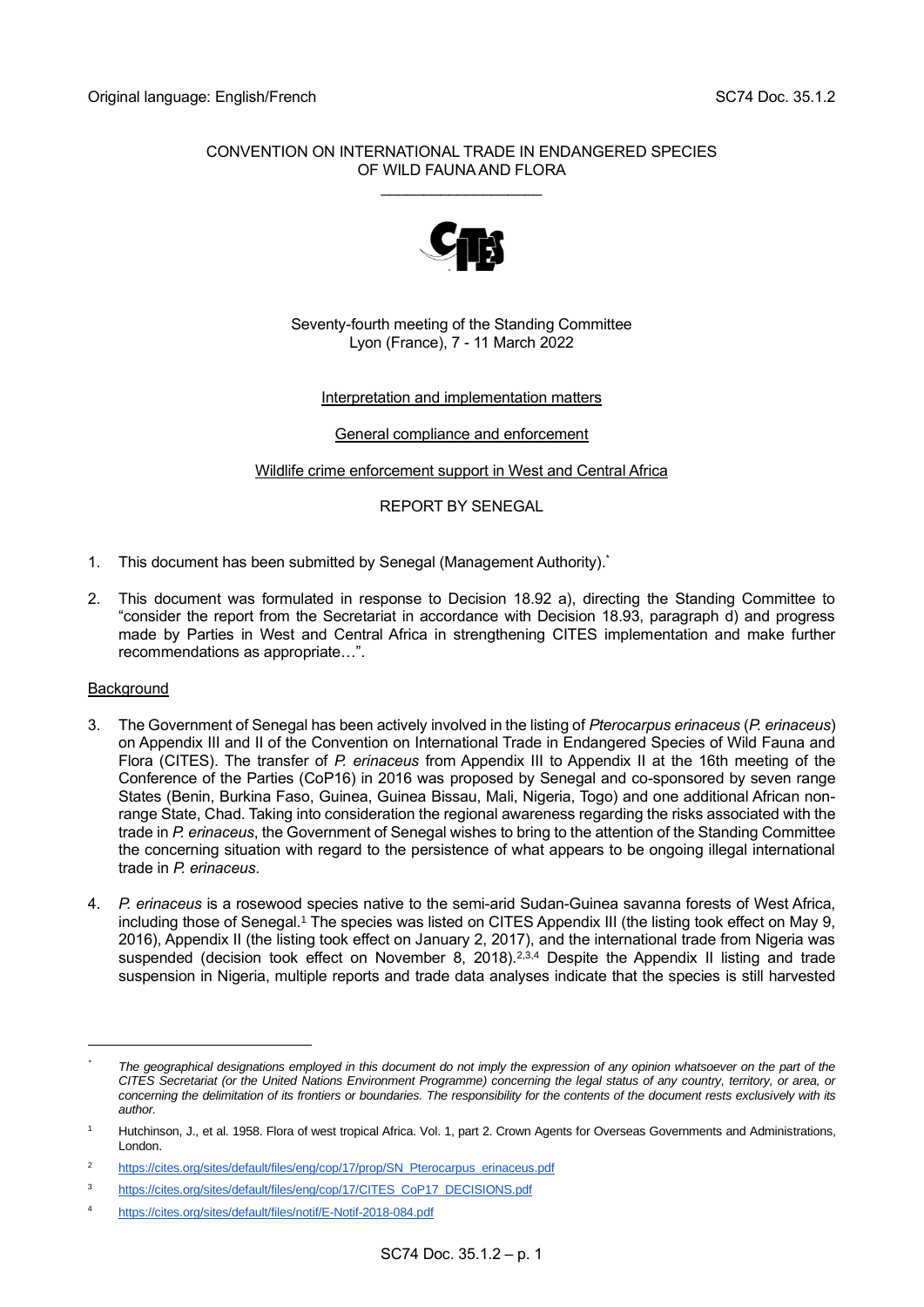Original language: English/French

SC74 Doc. 35.1.2

CONVENTION ON INTERNATIONAL TRADE IN ENDANGERED SPECIES OF WILD FAUNA AND FLORA

\_\_\_\_\_\_\_\_\_\_\_\_\_\_\_\_\_\_\_\_

Seventy-fourth meeting of the Standing Committee
Lyon (France), 7 - 11 March 2022

Interpretation and implementation matters

General compliance and enforcement

Wildlife crime enforcement support in West and Central Africa

REPORT BY SENEGAL

1. This document has been submitted by Senegal (Management Authority).[*]

2. This document was formulated in response to Decision 18.92 a), directing the Standing Committee to "consider the report from the Secretariat in accordance with Decision 18.93, paragraph d) and progress made by Parties in West and Central Africa in strengthening CITES implementation and make further recommendations as appropriate…".

## Background

3. The Government of Senegal has been actively involved in the listing of *Pterocarpus erinaceus* (*P. erinaceus*) on Appendix III and II of the Convention on International Trade in Endangered Species of Wild Fauna and Flora (CITES). The transfer of *P. erinaceus* from Appendix III to Appendix II at the 16th meeting of the Conference of the Parties (CoP16) in 2016 was proposed by Senegal and co-sponsored by seven range States (Benin, Burkina Faso, Guinea, Guinea Bissau, Mali, Nigeria, Togo) and one additional African non-range State, Chad. Taking into consideration the regional awareness regarding the risks associated with the trade in *P. erinaceus*, the Government of Senegal wishes to bring to the attention of the Standing Committee the concerning situation with regard to the persistence of what appears to be ongoing illegal international trade in *P. erinaceus*.

4. *P. erinaceus* is a rosewood species native to the semi-arid Sudan-Guinea savanna forests of West Africa, including those of Senegal.[1] The species was listed on CITES Appendix III (the listing took effect on May 9, 2016), Appendix II (the listing took effect on January 2, 2017), and the international trade from Nigeria was suspended (decision took effect on November 8, 2018).[2,3,4] Despite the Appendix II listing and trade suspension in Nigeria, multiple reports and trade data analyses indicate that the species is still harvested

---

[*] *The geographical designations employed in this document do not imply the expression of any opinion whatsoever on the part of the CITES Secretariat (or the United Nations Environment Programme) concerning the legal status of any country, territory, or area, or concerning the delimitation of its frontiers or boundaries. The responsibility for the contents of the document rests exclusively with its author.*

[1] Hutchinson, J., et al. 1958. Flora of west tropical Africa. Vol. 1, part 2. Crown Agents for Overseas Governments and Administrations, London.

[2] https://cites.org/sites/default/files/eng/cop/17/prop/SN_Pterocarpus_erinaceus.pdf

[3] https://cites.org/sites/default/files/eng/cop/17/CITES_CoP17_DECISIONS.pdf

[4] https://cites.org/sites/default/files/notif/E-Notif-2018-084.pdf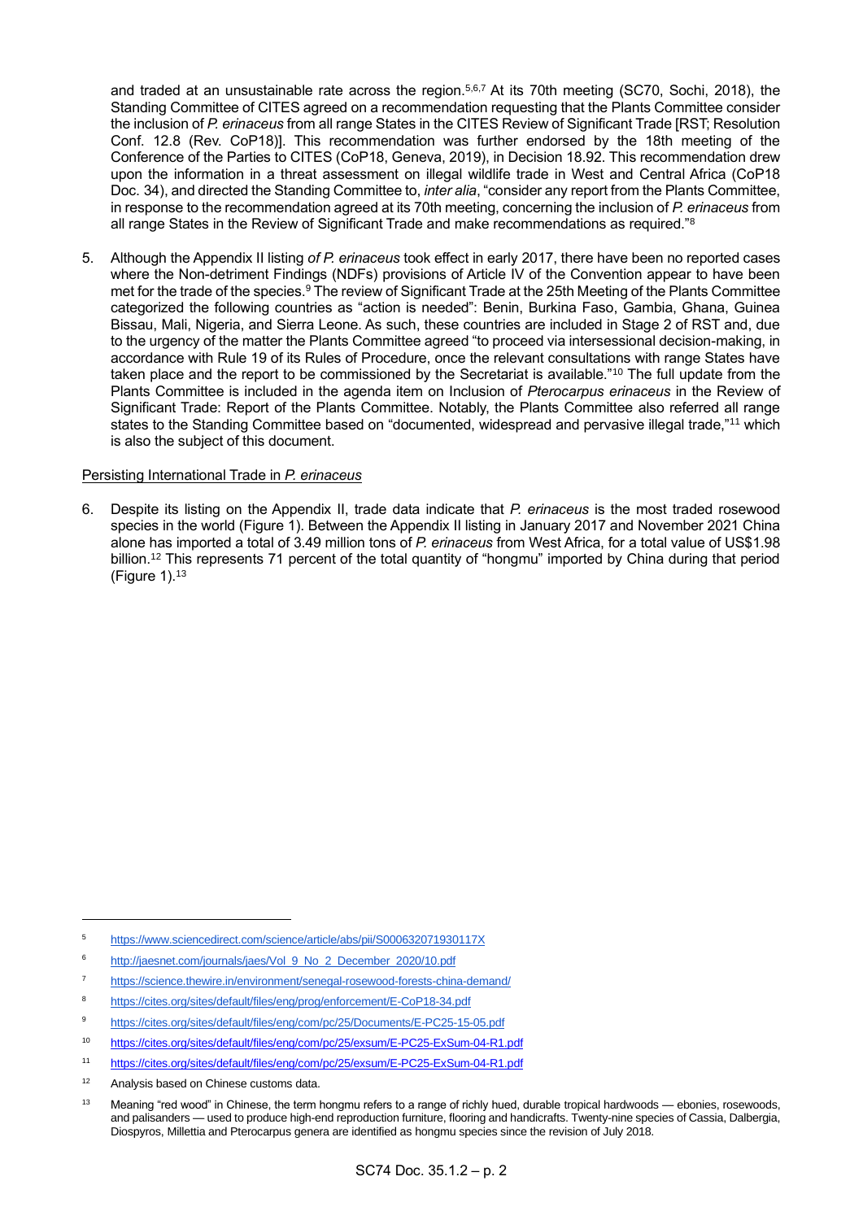and traded at an unsustainable rate across the region.[5,6,7] At its 70th meeting (SC70, Sochi, 2018), the Standing Committee of CITES agreed on a recommendation requesting that the Plants Committee consider the inclusion of *P. erinaceus* from all range States in the CITES Review of Significant Trade [RST; Resolution Conf. 12.8 (Rev. CoP18)]. This recommendation was further endorsed by the 18th meeting of the Conference of the Parties to CITES (CoP18, Geneva, 2019), in Decision 18.92. This recommendation drew upon the information in a threat assessment on illegal wildlife trade in West and Central Africa (CoP18 Doc. 34), and directed the Standing Committee to, *inter alia*, "consider any report from the Plants Committee, in response to the recommendation agreed at its 70th meeting, concerning the inclusion of *P. erinaceus* from all range States in the Review of Significant Trade and make recommendations as required."[8]

5. Although the Appendix II listing *of P. erinaceus* took effect in early 2017, there have been no reported cases where the Non-detriment Findings (NDFs) provisions of Article IV of the Convention appear to have been met for the trade of the species.[9] The review of Significant Trade at the 25th Meeting of the Plants Committee categorized the following countries as "action is needed": Benin, Burkina Faso, Gambia, Ghana, Guinea Bissau, Mali, Nigeria, and Sierra Leone. As such, these countries are included in Stage 2 of RST and, due to the urgency of the matter the Plants Committee agreed "to proceed via intersessional decision-making, in accordance with Rule 19 of its Rules of Procedure, once the relevant consultations with range States have taken place and the report to be commissioned by the Secretariat is available."[10] The full update from the Plants Committee is included in the agenda item on Inclusion of *Pterocarpus erinaceus* in the Review of Significant Trade: Report of the Plants Committee. Notably, the Plants Committee also referred all range states to the Standing Committee based on "documented, widespread and pervasive illegal trade,"[11] which is also the subject of this document.

Persisting International Trade in *P. erinaceus*

6. Despite its listing on the Appendix II, trade data indicate that *P. erinaceus* is the most traded rosewood species in the world (Figure 1). Between the Appendix II listing in January 2017 and November 2021 China alone has imported a total of 3.49 million tons of *P. erinaceus* from West Africa, for a total value of US$1.98 billion.[12] This represents 71 percent of the total quantity of "hongmu" imported by China during that period (Figure 1).[13]

---

[5] https://www.sciencedirect.com/science/article/abs/pii/S000632071930117X

[6] http://jaesnet.com/journals/jaes/Vol_9_No_2_December_2020/10.pdf

[7] https://science.thewire.in/environment/senegal-rosewood-forests-china-demand/

[8] https://cites.org/sites/default/files/eng/prog/enforcement/E-CoP18-34.pdf

[9] https://cites.org/sites/default/files/eng/com/pc/25/Documents/E-PC25-15-05.pdf

[10] https://cites.org/sites/default/files/eng/com/pc/25/exsum/E-PC25-ExSum-04-R1.pdf

[11] https://cites.org/sites/default/files/eng/com/pc/25/exsum/E-PC25-ExSum-04-R1.pdf

[12] Analysis based on Chinese customs data.

[13] Meaning "red wood" in Chinese, the term hongmu refers to a range of richly hued, durable tropical hardwoods — ebonies, rosewoods, and palisanders — used to produce high-end reproduction furniture, flooring and handicrafts. Twenty-nine species of Cassia, Dalbergia, Diospyros, Millettia and Pterocarpus genera are identified as hongmu species since the revision of July 2018.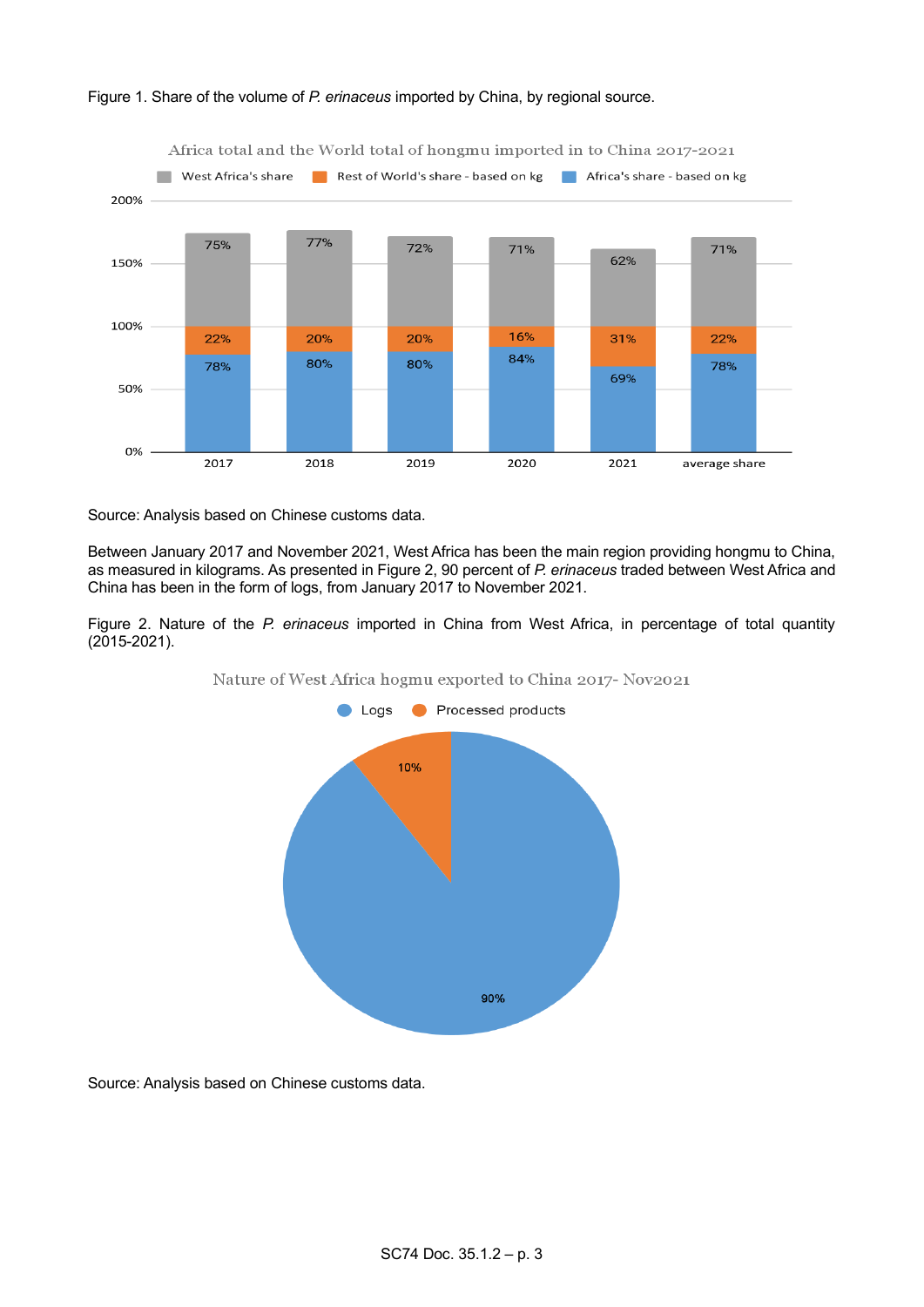Figure 1. Share of the volume of *P. erinaceus* imported by China, by regional source.

Africa total and the World total of hongmu imported in to China 2017-2021

| | 2017 | 2018 | 2019 | 2020 | 2021 | average share |
|---|---|---|---|---|---|---|
| West Africa's share | 75% | 77% | 72% | 71% | 62% | 71% |
| Rest of World's share - based on kg | 22% | 20% | 20% | 16% | 31% | 22% |
| Africa's share - based on kg | 78% | 80% | 80% | 84% | 69% | 78% |

Source: Analysis based on Chinese customs data.

Between January 2017 and November 2021, West Africa has been the main region providing hongmu to China, as measured in kilograms. As presented in Figure 2, 90 percent of *P. erinaceus* traded between West Africa and China has been in the form of logs, from January 2017 to November 2021.

Figure 2. Nature of the *P. erinaceus* imported in China from West Africa, in percentage of total quantity (2015-2021).

Nature of West Africa hogmu exported to China 2017- Nov2021

| Logs | Processed products |
|---|---|
| 90% | 10% |

Source: Analysis based on Chinese customs data.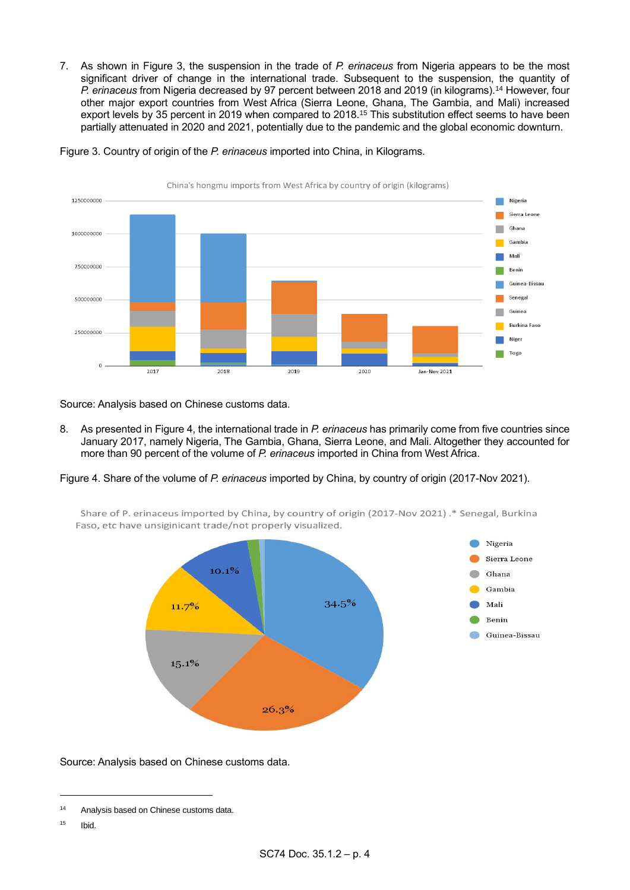7. As shown in Figure 3, the suspension in the trade of *P. erinaceus* from Nigeria appears to be the most significant driver of change in the international trade. Subsequent to the suspension, the quantity of *P. erinaceus* from Nigeria decreased by 97 percent between 2018 and 2019 (in kilograms).[14] However, four other major export countries from West Africa (Sierra Leone, Ghana, The Gambia, and Mali) increased export levels by 35 percent in 2019 when compared to 2018.[15] This substitution effect seems to have been partially attenuated in 2020 and 2021, potentially due to the pandemic and the global economic downturn.

Figure 3. Country of origin of the *P. erinaceus* imported into China, in Kilograms.

Source: Analysis based on Chinese customs data.

8. As presented in Figure 4, the international trade in *P. erinaceus* has primarily come from five countries since January 2017, namely Nigeria, The Gambia, Ghana, Sierra Leone, and Mali. Altogether they accounted for more than 90 percent of the volume of *P. erinaceus* imported in China from West Africa.

Figure 4. Share of the volume of *P. erinaceus* imported by China, by country of origin (2017-Nov 2021).

Source: Analysis based on Chinese customs data.

---

[14] Analysis based on Chinese customs data.

[15] Ibid.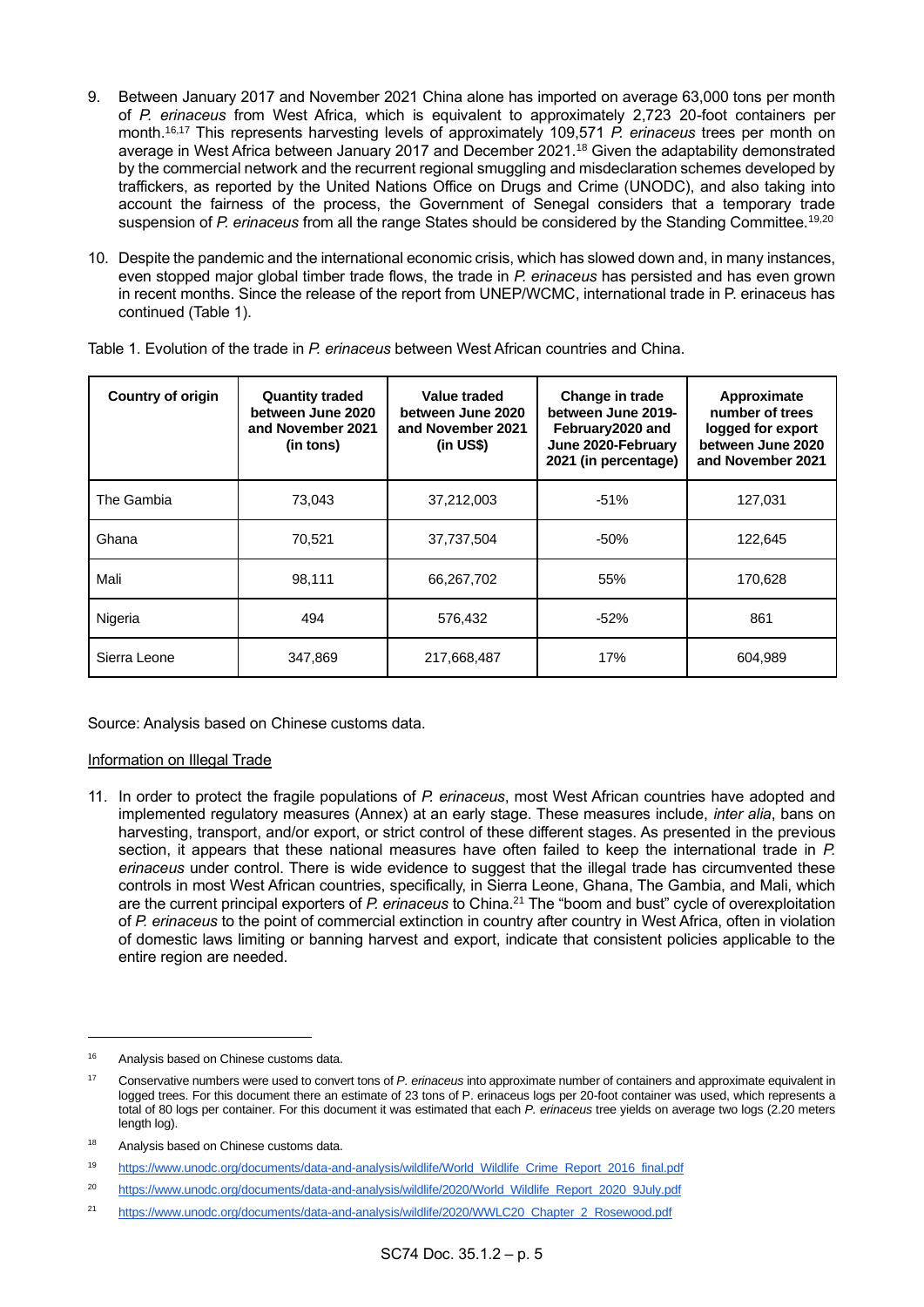9. Between January 2017 and November 2021 China alone has imported on average 63,000 tons per month of *P. erinaceus* from West Africa, which is equivalent to approximately 2,723 20-foot containers per month.[16,17] This represents harvesting levels of approximately 109,571 *P. erinaceus* trees per month on average in West Africa between January 2017 and December 2021.[18] Given the adaptability demonstrated by the commercial network and the recurrent regional smuggling and misdeclaration schemes developed by traffickers, as reported by the United Nations Office on Drugs and Crime (UNODC), and also taking into account the fairness of the process, the Government of Senegal considers that a temporary trade suspension of *P. erinaceus* from all the range States should be considered by the Standing Committee.[19,20]

10. Despite the pandemic and the international economic crisis, which has slowed down and, in many instances, even stopped major global timber trade flows, the trade in *P. erinaceus* has persisted and has even grown in recent months. Since the release of the report from UNEP/WCMC, international trade in P. erinaceus has continued (Table 1).

Table 1. Evolution of the trade in *P. erinaceus* between West African countries and China.

| Country of origin | Quantity traded between June 2020 and November 2021 (in tons) | Value traded between June 2020 and November 2021 (in US$) | Change in trade between June 2019-February2020 and June 2020-February 2021 (in percentage) | Approximate number of trees logged for export between June 2020 and November 2021 |
|---|---|---|---|---|
| The Gambia | 73,043 | 37,212,003 | -51% | 127,031 |
| Ghana | 70,521 | 37,737,504 | -50% | 122,645 |
| Mali | 98,111 | 66,267,702 | 55% | 170,628 |
| Nigeria | 494 | 576,432 | -52% | 861 |
| Sierra Leone | 347,869 | 217,668,487 | 17% | 604,989 |

Source: Analysis based on Chinese customs data.

Information on Illegal Trade

11. In order to protect the fragile populations of *P. erinaceus*, most West African countries have adopted and implemented regulatory measures (Annex) at an early stage. These measures include, *inter alia*, bans on harvesting, transport, and/or export, or strict control of these different stages. As presented in the previous section, it appears that these national measures have often failed to keep the international trade in *P. erinaceus* under control. There is wide evidence to suggest that the illegal trade has circumvented these controls in most West African countries, specifically, in Sierra Leone, Ghana, The Gambia, and Mali, which are the current principal exporters of *P. erinaceus* to China.[21] The "boom and bust" cycle of overexploitation of *P. erinaceus* to the point of commercial extinction in country after country in West Africa, often in violation of domestic laws limiting or banning harvest and export, indicate that consistent policies applicable to the entire region are needed.

---

[16] Analysis based on Chinese customs data.

[17] Conservative numbers were used to convert tons of *P. erinaceus* into approximate number of containers and approximate equivalent in logged trees. For this document there an estimate of 23 tons of P. erinaceus logs per 20-foot container was used, which represents a total of 80 logs per container. For this document it was estimated that each *P. erinaceus* tree yields on average two logs (2.20 meters length log).

[18] Analysis based on Chinese customs data.

[19] https://www.unodc.org/documents/data-and-analysis/wildlife/World_Wildlife_Crime_Report_2016_final.pdf

[20] https://www.unodc.org/documents/data-and-analysis/wildlife/2020/World_Wildlife_Report_2020_9July.pdf

[21] https://www.unodc.org/documents/data-and-analysis/wildlife/2020/WWLC20_Chapter_2_Rosewood.pdf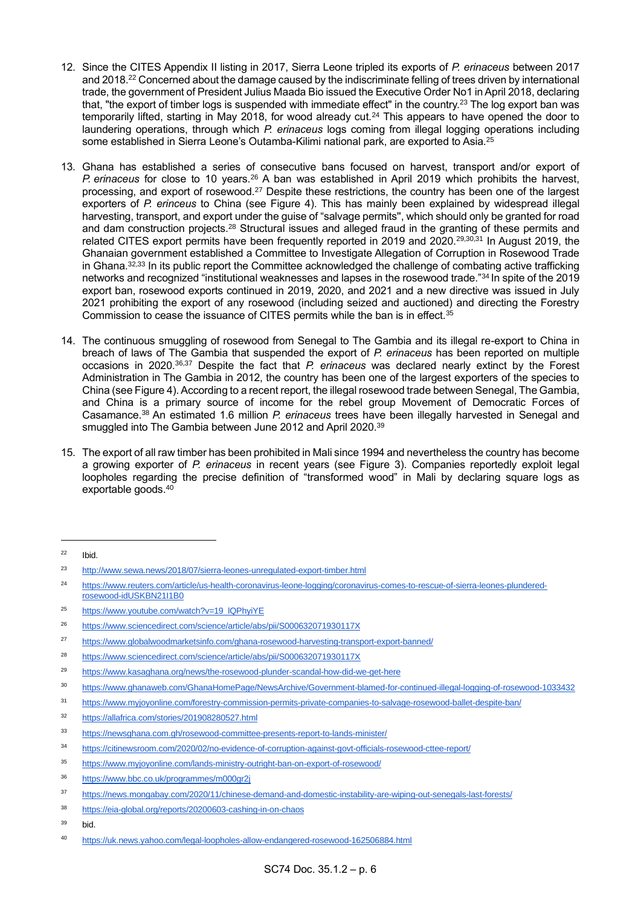12. Since the CITES Appendix II listing in 2017, Sierra Leone tripled its exports of *P. erinaceus* between 2017 and 2018.[22] Concerned about the damage caused by the indiscriminate felling of trees driven by international trade, the government of President Julius Maada Bio issued the Executive Order No1 in April 2018, declaring that, "the export of timber logs is suspended with immediate effect" in the country.[23] The log export ban was temporarily lifted, starting in May 2018, for wood already cut.[24] This appears to have opened the door to laundering operations, through which *P. erinaceus* logs coming from illegal logging operations including some established in Sierra Leone's Outamba-Kilimi national park, are exported to Asia.[25]

13. Ghana has established a series of consecutive bans focused on harvest, transport and/or export of *P. erinaceus* for close to 10 years.[26] A ban was established in April 2019 which prohibits the harvest, processing, and export of rosewood.[27] Despite these restrictions, the country has been one of the largest exporters of *P. erincaeus* to China (see Figure 4). This has mainly been explained by widespread illegal harvesting, transport, and export under the guise of "salvage permits", which should only be granted for road and dam construction projects.[28] Structural issues and alleged fraud in the granting of these permits and related CITES export permits have been frequently reported in 2019 and 2020.[29,30,31] In August 2019, the Ghanaian government established a Committee to Investigate Allegation of Corruption in Rosewood Trade in Ghana.[32,33] In its public report the Committee acknowledged the challenge of combating active trafficking networks and recognized "institutional weaknesses and lapses in the rosewood trade."[34] In spite of the 2019 export ban, rosewood exports continued in 2019, 2020, and 2021 and a new directive was issued in July 2021 prohibiting the export of any rosewood (including seized and auctioned) and directing the Forestry Commission to cease the issuance of CITES permits while the ban is in effect.[35]

14. The continuous smuggling of rosewood from Senegal to The Gambia and its illegal re-export to China in breach of laws of The Gambia that suspended the export of *P. erinaceus* has been reported on multiple occasions in 2020.[36,37] Despite the fact that *P. erinaceus* was declared nearly extinct by the Forest Administration in The Gambia in 2012, the country has been one of the largest exporters of the species to China (see Figure 4). According to a recent report, the illegal rosewood trade between Senegal, The Gambia, and China is a primary source of income for the rebel group Movement of Democratic Forces of Casamance.[38] An estimated 1.6 million *P. erinaceus* trees have been illegally harvested in Senegal and smuggled into The Gambia between June 2012 and April 2020.[39]

15. The export of all raw timber has been prohibited in Mali since 1994 and nevertheless the country has become a growing exporter of *P. erinaceus* in recent years (see Figure 3). Companies reportedly exploit legal loopholes regarding the precise definition of "transformed wood" in Mali by declaring square logs as exportable goods.[40]

---

[22] Ibid.

[23] http://www.sewa.news/2018/07/sierra-leones-unregulated-export-timber.html

[24] https://www.reuters.com/article/us-health-coronavirus-leone-logging/coronavirus-comes-to-rescue-of-sierra-leones-plundered-rosewood-idUSKBN21I1B0

[25] https://www.youtube.com/watch?v=19_lQPhyiYE

[26] https://www.sciencedirect.com/science/article/abs/pii/S000632071930117X

[27] https://www.globalwoodmarketsinfo.com/ghana-rosewood-harvesting-transport-export-banned/

[28] https://www.sciencedirect.com/science/article/abs/pii/S000632071930117X

[29] https://www.kasaghana.org/news/the-rosewood-plunder-scandal-how-did-we-get-here

[30] https://www.ghanaweb.com/GhanaHomePage/NewsArchive/Government-blamed-for-continued-illegal-logging-of-rosewood-1033432

[31] https://www.myjoyonline.com/forestry-commission-permits-private-companies-to-salvage-rosewood-ballet-despite-ban/

[32] https://allafrica.com/stories/201908280527.html

[33] https://newsghana.com.gh/rosewood-committee-presents-report-to-lands-minister/

[34] https://citinewsroom.com/2020/02/no-evidence-of-corruption-against-govt-officials-rosewood-cttee-report/

[35] https://www.myjoyonline.com/lands-ministry-outright-ban-on-export-of-rosewood/

[36] https://www.bbc.co.uk/programmes/m000gr2j

[37] https://news.mongabay.com/2020/11/chinese-demand-and-domestic-instability-are-wiping-out-senegals-last-forests/

[38] https://eia-global.org/reports/20200603-cashing-in-on-chaos

[39] bid.

[40] https://uk.news.yahoo.com/legal-loopholes-allow-endangered-rosewood-162506884.html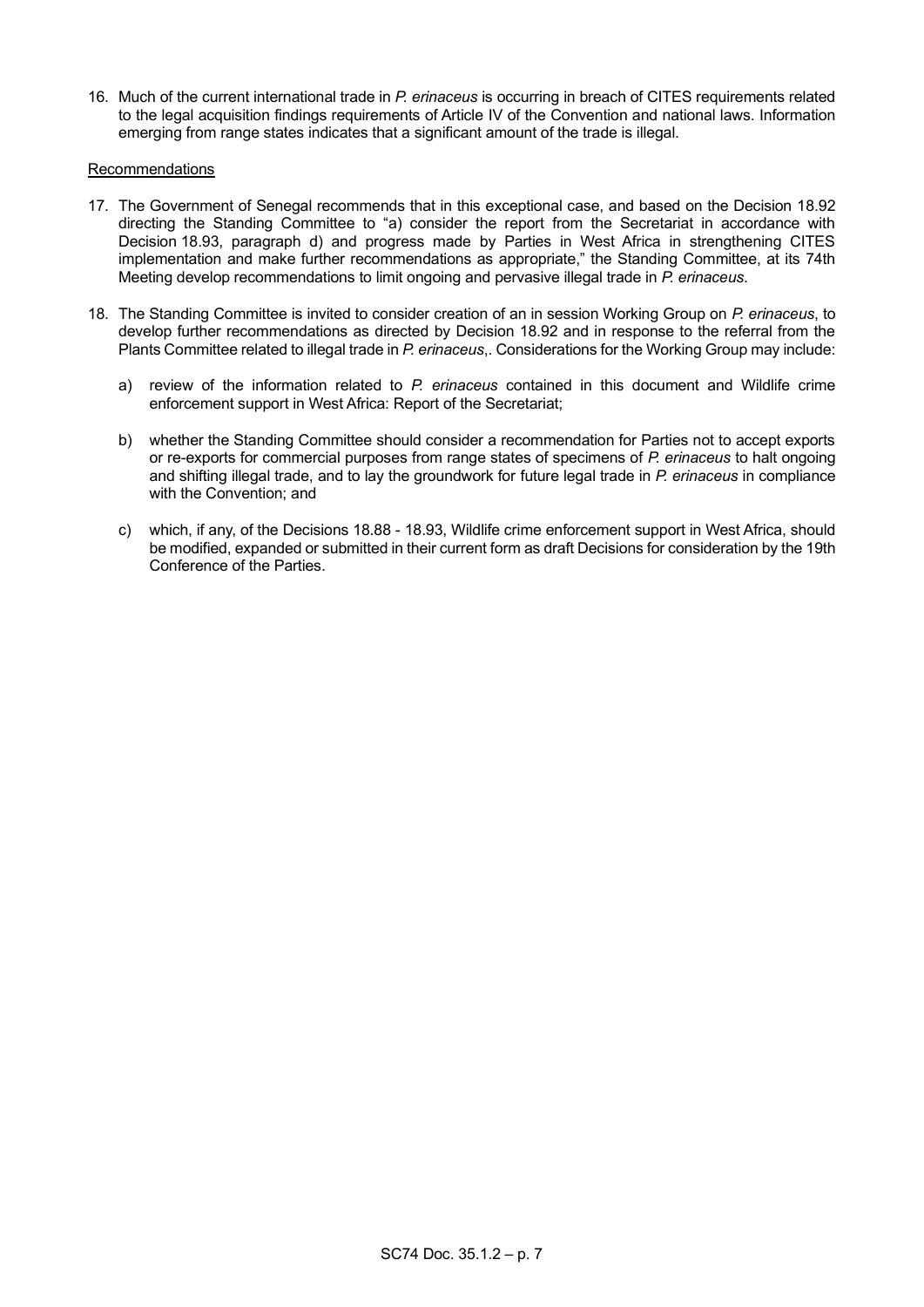16. Much of the current international trade in *P. erinaceus* is occurring in breach of CITES requirements related to the legal acquisition findings requirements of Article IV of the Convention and national laws. Information emerging from range states indicates that a significant amount of the trade is illegal.

Recommendations

17. The Government of Senegal recommends that in this exceptional case, and based on the Decision 18.92 directing the Standing Committee to "a) consider the report from the Secretariat in accordance with Decision 18.93, paragraph d) and progress made by Parties in West Africa in strengthening CITES implementation and make further recommendations as appropriate," the Standing Committee, at its 74th Meeting develop recommendations to limit ongoing and pervasive illegal trade in *P. erinaceus*.

18. The Standing Committee is invited to consider creation of an in session Working Group on *P. erinaceus*, to develop further recommendations as directed by Decision 18.92 and in response to the referral from the Plants Committee related to illegal trade in *P. erinaceus*,. Considerations for the Working Group may include:

    a) review of the information related to *P. erinaceus* contained in this document and Wildlife crime enforcement support in West Africa: Report of the Secretariat;

    b) whether the Standing Committee should consider a recommendation for Parties not to accept exports or re-exports for commercial purposes from range states of specimens of *P. erinaceus* to halt ongoing and shifting illegal trade, and to lay the groundwork for future legal trade in *P. erinaceus* in compliance with the Convention; and

    c) which, if any, of the Decisions 18.88 - 18.93, Wildlife crime enforcement support in West Africa, should be modified, expanded or submitted in their current form as draft Decisions for consideration by the 19th Conference of the Parties.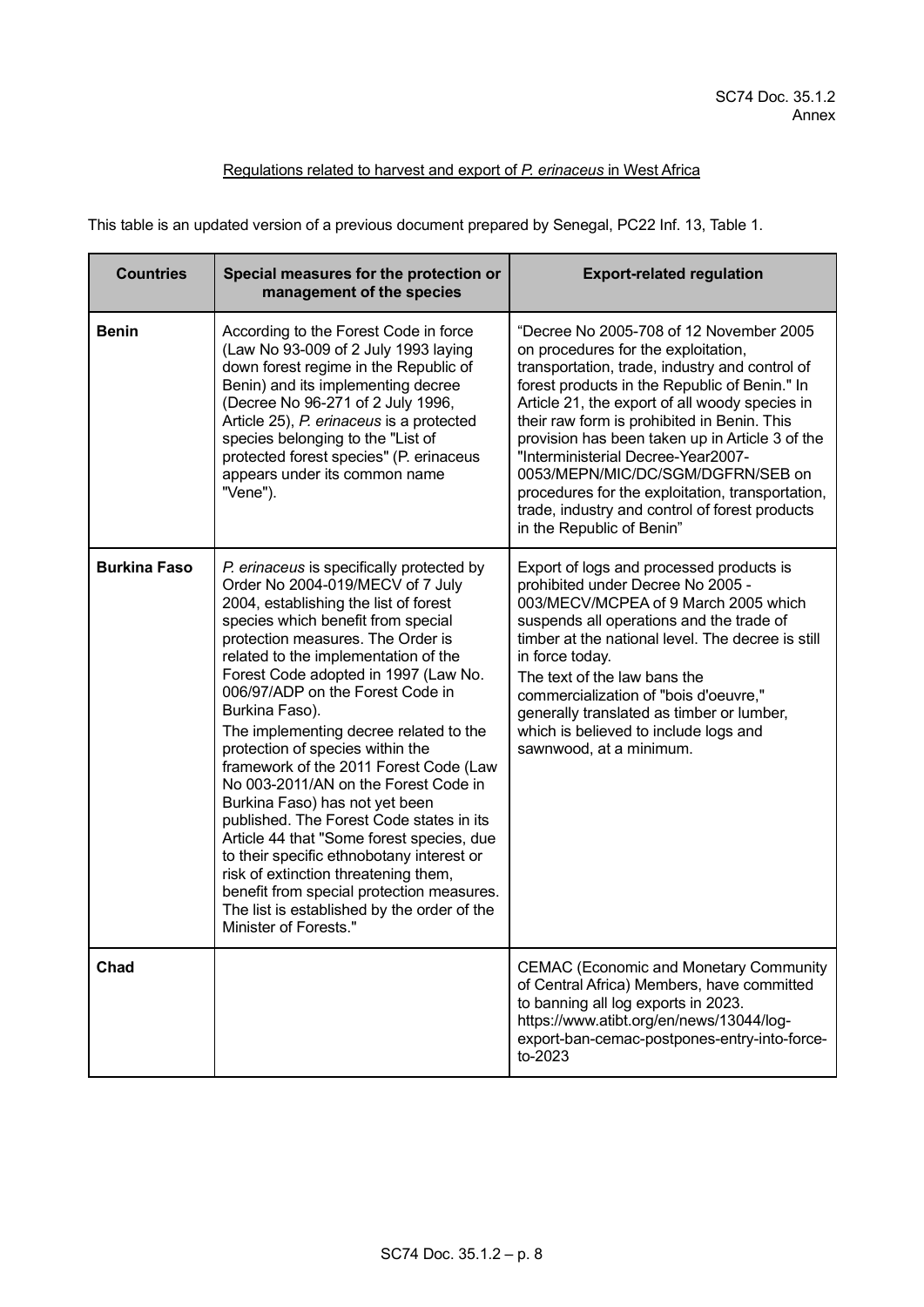Regulations related to harvest and export of *P. erinaceus* in West Africa

This table is an updated version of a previous document prepared by Senegal, PC22 Inf. 13, Table 1.

| Countries | Special measures for the protection or management of the species | Export-related regulation |
|---|---|---|
| **Benin** | According to the Forest Code in force (Law No 93-009 of 2 July 1993 laying down forest regime in the Republic of Benin) and its implementing decree (Decree No 96-271 of 2 July 1996, Article 25), *P. erinaceus* is a protected species belonging to the "List of protected forest species" (P. erinaceus appears under its common name "Vene"). | "Decree No 2005-708 of 12 November 2005 on procedures for the exploitation, transportation, trade, industry and control of forest products in the Republic of Benin." In Article 21, the export of all woody species in their raw form is prohibited in Benin. This provision has been taken up in Article 3 of the "Interministerial Decree-Year2007-0053/MEPN/MIC/DC/SGM/DGFRN/SEB on procedures for the exploitation, transportation, trade, industry and control of forest products in the Republic of Benin" |
| **Burkina Faso** | *P. erinaceus* is specifically protected by Order No 2004-019/MECV of 7 July 2004, establishing the list of forest species which benefit from special protection measures. The Order is related to the implementation of the Forest Code adopted in 1997 (Law No. 006/97/ADP on the Forest Code in Burkina Faso).<br>The implementing decree related to the protection of species within the framework of the 2011 Forest Code (Law No 003-2011/AN on the Forest Code in Burkina Faso) has not yet been published. The Forest Code states in its Article 44 that "Some forest species, due to their specific ethnobotany interest or risk of extinction threatening them, benefit from special protection measures. The list is established by the order of the Minister of Forests." | Export of logs and processed products is prohibited under Decree No 2005 - 003/MECV/MCPEA of 9 March 2005 which suspends all operations and the trade of timber at the national level. The decree is still in force today.<br>The text of the law bans the commercialization of "bois d'oeuvre," generally translated as timber or lumber, which is believed to include logs and sawnwood, at a minimum. |
| **Chad** | | CEMAC (Economic and Monetary Community of Central Africa) Members, have committed to banning all log exports in 2023. https://www.atibt.org/en/news/13044/log-export-ban-cemac-postpones-entry-into-force-to-2023 |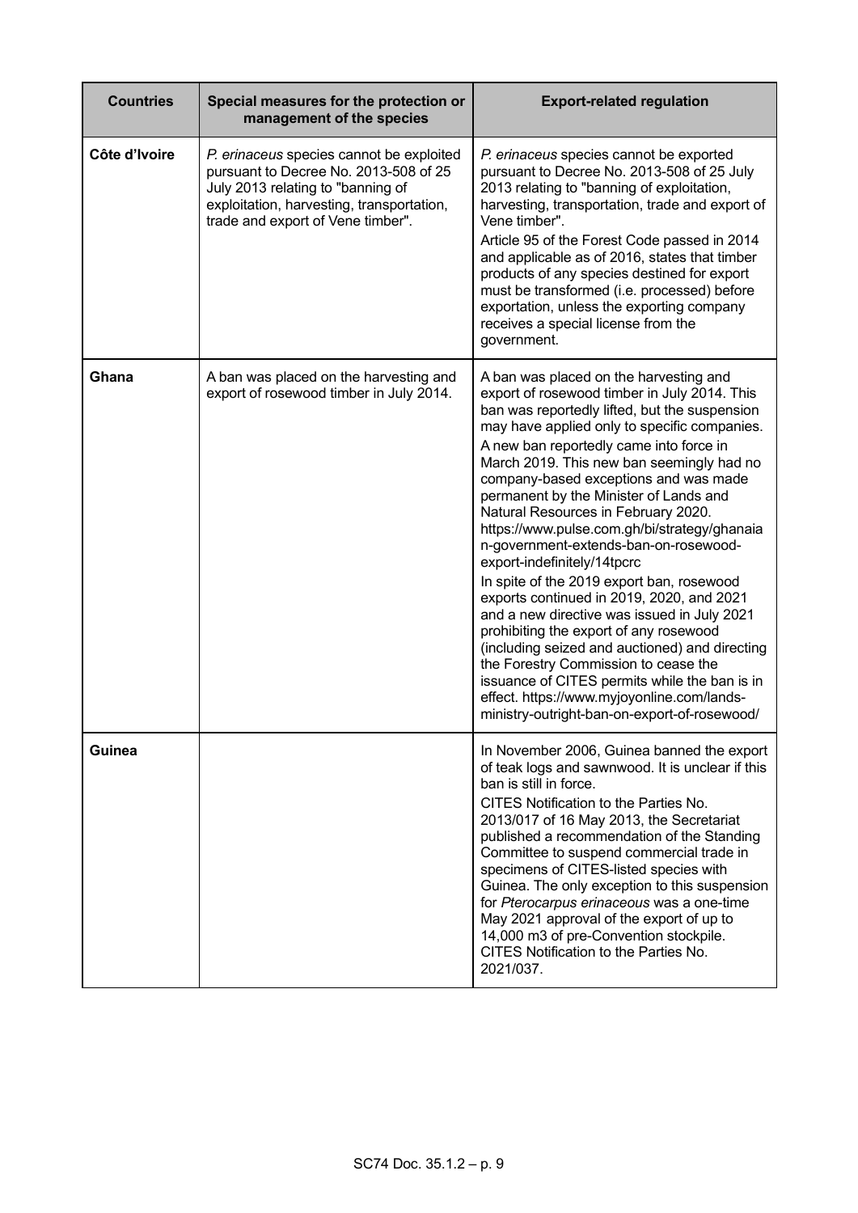| Countries | Special measures for the protection or management of the species | Export-related regulation |
|---|---|---|
| **Côte d'Ivoire** | *P. erinaceus* species cannot be exploited pursuant to Decree No. 2013-508 of 25 July 2013 relating to "banning of exploitation, harvesting, transportation, trade and export of Vene timber". | *P. erinaceus* species cannot be exported pursuant to Decree No. 2013-508 of 25 July 2013 relating to "banning of exploitation, harvesting, transportation, trade and export of Vene timber".<br>Article 95 of the Forest Code passed in 2014 and applicable as of 2016, states that timber products of any species destined for export must be transformed (i.e. processed) before exportation, unless the exporting company receives a special license from the government. |
| **Ghana** | A ban was placed on the harvesting and export of rosewood timber in July 2014. | A ban was placed on the harvesting and export of rosewood timber in July 2014. This ban was reportedly lifted, but the suspension may have applied only to specific companies.<br>A new ban reportedly came into force in March 2019. This new ban seemingly had no company-based exceptions and was made permanent by the Minister of Lands and Natural Resources in February 2020. https://www.pulse.com.gh/bi/strategy/ghanaian-government-extends-ban-on-rosewood-export-indefinitely/14tpcrc<br>In spite of the 2019 export ban, rosewood exports continued in 2019, 2020, and 2021 and a new directive was issued in July 2021 prohibiting the export of any rosewood (including seized and auctioned) and directing the Forestry Commission to cease the issuance of CITES permits while the ban is in effect. https://www.myjoyonline.com/lands-ministry-outright-ban-on-export-of-rosewood/ |
| **Guinea** | | In November 2006, Guinea banned the export of teak logs and sawnwood. It is unclear if this ban is still in force.<br>CITES Notification to the Parties No. 2013/017 of 16 May 2013, the Secretariat published a recommendation of the Standing Committee to suspend commercial trade in specimens of CITES-listed species with Guinea. The only exception to this suspension for *Pterocarpus erinaceous* was a one-time May 2021 approval of the export of up to 14,000 m3 of pre-Convention stockpile. CITES Notification to the Parties No. 2021/037. |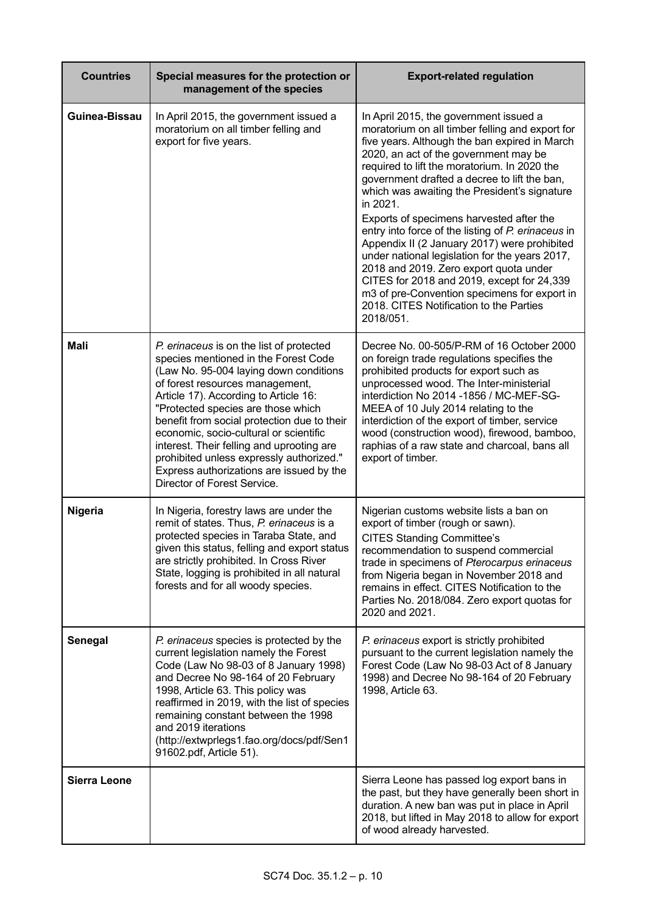| Countries | Special measures for the protection or management of the species | Export-related regulation |
|---|---|---|
| **Guinea-Bissau** | In April 2015, the government issued a moratorium on all timber felling and export for five years. | In April 2015, the government issued a moratorium on all timber felling and export for five years. Although the ban expired in March 2020, an act of the government may be required to lift the moratorium. In 2020 the government drafted a decree to lift the ban, which was awaiting the President's signature in 2021.<br>Exports of specimens harvested after the entry into force of the listing of *P. erinaceus* in Appendix II (2 January 2017) were prohibited under national legislation for the years 2017, 2018 and 2019. Zero export quota under CITES for 2018 and 2019, except for 24,339 m3 of pre-Convention specimens for export in 2018. CITES Notification to the Parties 2018/051. |
| **Mali** | *P. erinaceus* is on the list of protected species mentioned in the Forest Code (Law No. 95-004 laying down conditions of forest resources management, Article 17). According to Article 16: "Protected species are those which benefit from social protection due to their economic, socio-cultural or scientific interest. Their felling and uprooting are prohibited unless expressly authorized." Express authorizations are issued by the Director of Forest Service. | Decree No. 00-505/P-RM of 16 October 2000 on foreign trade regulations specifies the prohibited products for export such as unprocessed wood. The Inter-ministerial interdiction No 2014 -1856 / MC-MEF-SG-MEEA of 10 July 2014 relating to the interdiction of the export of timber, service wood (construction wood), firewood, bamboo, raphias of a raw state and charcoal, bans all export of timber. |
| **Nigeria** | In Nigeria, forestry laws are under the remit of states. Thus, *P. erinaceus* is a protected species in Taraba State, and given this status, felling and export status are strictly prohibited. In Cross River State, logging is prohibited in all natural forests and for all woody species. | Nigerian customs website lists a ban on export of timber (rough or sawn).<br>CITES Standing Committee's recommendation to suspend commercial trade in specimens of *Pterocarpus erinaceus* from Nigeria began in November 2018 and remains in effect. CITES Notification to the Parties No. 2018/084. Zero export quotas for 2020 and 2021. |
| **Senegal** | *P. erinaceus* species is protected by the current legislation namely the Forest Code (Law No 98-03 of 8 January 1998) and Decree No 98-164 of 20 February 1998, Article 63. This policy was reaffirmed in 2019, with the list of species remaining constant between the 1998 and 2019 iterations (http://extwprlegs1.fao.org/docs/pdf/Sen191602.pdf, Article 51). | *P. erinaceus* export is strictly prohibited pursuant to the current legislation namely the Forest Code (Law No 98-03 Act of 8 January 1998) and Decree No 98-164 of 20 February 1998, Article 63. |
| **Sierra Leone** | | Sierra Leone has passed log export bans in the past, but they have generally been short in duration. A new ban was put in place in April 2018, but lifted in May 2018 to allow for export of wood already harvested. |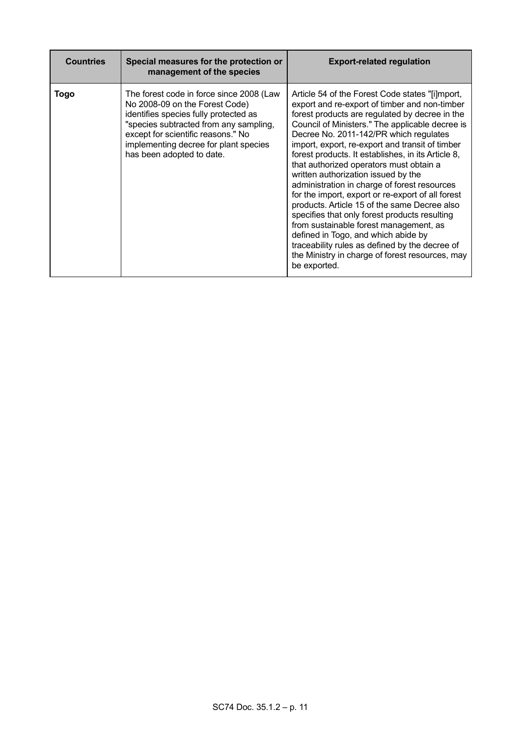| Countries | Special measures for the protection or management of the species | Export-related regulation |
|---|---|---|
| **Togo** | The forest code in force since 2008 (Law No 2008-09 on the Forest Code) identifies species fully protected as "species subtracted from any sampling, except for scientific reasons." No implementing decree for plant species has been adopted to date. | Article 54 of the Forest Code states "[i]mport, export and re-export of timber and non-timber forest products are regulated by decree in the Council of Ministers." The applicable decree is Decree No. 2011-142/PR which regulates import, export, re-export and transit of timber forest products. It establishes, in its Article 8, that authorized operators must obtain a written authorization issued by the administration in charge of forest resources for the import, export or re-export of all forest products. Article 15 of the same Decree also specifies that only forest products resulting from sustainable forest management, as defined in Togo, and which abide by traceability rules as defined by the decree of the Ministry in charge of forest resources, may be exported. |